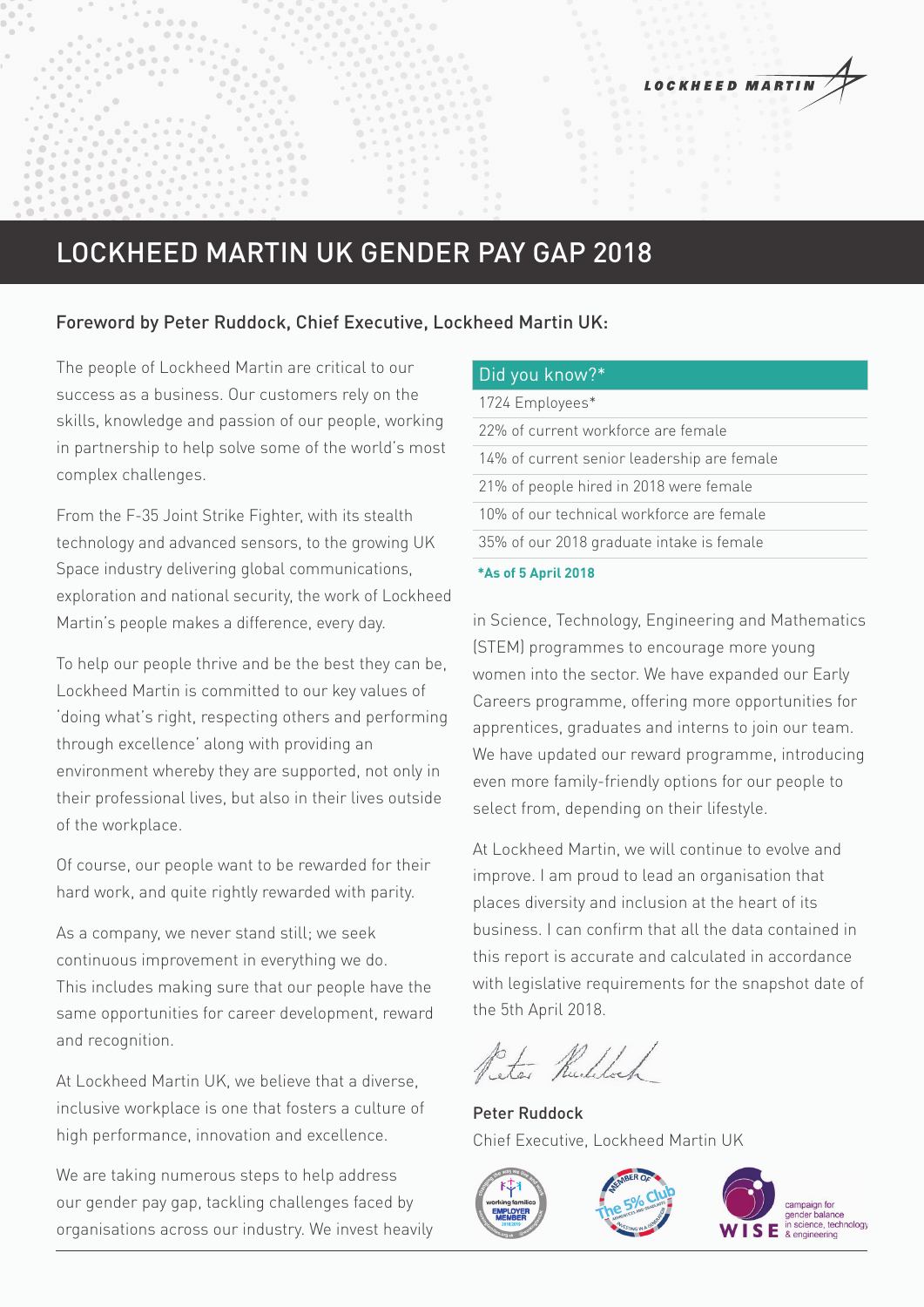# LOCKHEED MARTIN UK GENDER PAY GAP 2018

## Foreword by Peter Ruddock, Chief Executive, Lockheed Martin UK:

The people of Lockheed Martin are critical to our success as a business. Our customers rely on the skills, knowledge and passion of our people, working in partnership to help solve some of the world's most complex challenges.

From the F-35 Joint Strike Fighter, with its stealth technology and advanced sensors, to the growing UK Space industry delivering global communications, exploration and national security, the work of Lockheed Martin's people makes a difference, every day.

To help our people thrive and be the best they can be, Lockheed Martin is committed to our key values of 'doing what's right, respecting others and performing through excellence' along with providing an environment whereby they are supported, not only in their professional lives, but also in their lives outside of the workplace.

Of course, our people want to be rewarded for their hard work, and quite rightly rewarded with parity.

As a company, we never stand still; we seek continuous improvement in everything we do. This includes making sure that our people have the same opportunities for career development, reward and recognition.

At Lockheed Martin UK, we believe that a diverse, inclusive workplace is one that fosters a culture of high performance, innovation and excellence.

We are taking numerous steps to help address our gender pay gap, tackling challenges faced by organisations across our industry. We invest heavily in Science, Technology, Engineering and Mathematics (STEM) programmes to encourage more young women into the sector. We have expanded our Early Careers programme, offering more opportunities for apprentices, graduates and interns to join our team. We have updated our reward programme, introducing even more family-friendly options for our people to select from, depending on their lifestyle.

At Lockheed Martin, we will continue to evolve and improve. I am proud to lead an organisation that places diversity and inclusion at the heart of its business. I can confirm that all the data contained in this report is accurate and calculated in accordance with legislative requirements for the snapshot date of the 5th April 2018.

Peter Ruddock
Chief Executive, Lockheed Martin UK

| Did you know?* |
|---|
| 1724 Employees* |
| 22% of current workforce are female |
| 14% of current senior leadership are female |
| 21% of people hired in 2018 were female |
| 10% of our technical workforce are female |
| 35% of our 2018 graduate intake is female |

**\*As of 5 April 2018**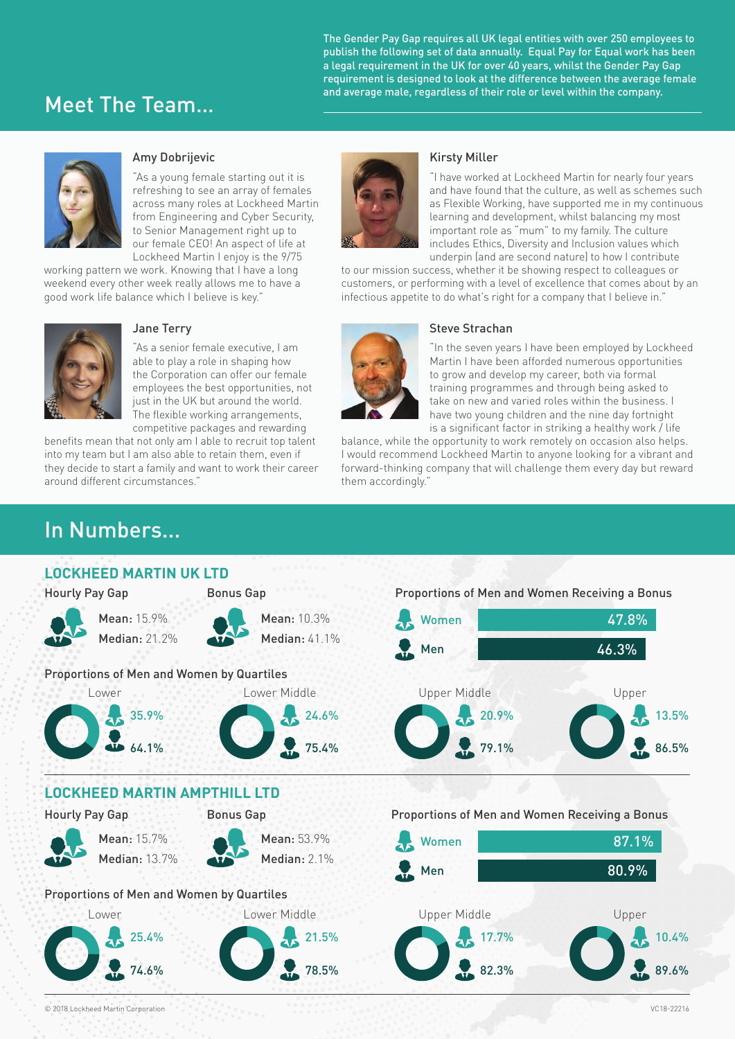## Meet The Team...

The Gender Pay Gap requires all UK legal entities with over 250 employees to publish the following set of data annually. Equal Pay for Equal work has been a legal requirement in the UK for over 40 years, whilst the Gender Pay Gap requirement is designed to look at the difference between the average female and average male, regardless of their role or level within the company.

### Amy Dobrijevic

"As a young female starting out it is refreshing to see an array of females across many roles at Lockheed Martin from Engineering and Cyber Security, to Senior Management right up to our female CEO! An aspect of life at Lockheed Martin I enjoy is the 9/75 working pattern we work. Knowing that I have a long weekend every other week really allows me to have a good work life balance which I believe is key."

### Kirsty Miller

"I have worked at Lockheed Martin for nearly four years and have found that the culture, as well as schemes such as Flexible Working, have supported me in my continuous learning and development, whilst balancing my most important role as "mum" to my family. The culture includes Ethics, Diversity and Inclusion values which underpin (and are second nature) to how I contribute to our mission success, whether it be showing respect to colleagues or customers, or performing with a level of excellence that comes about by an infectious appetite to do what's right for a company that I believe in."

### Jane Terry

"As a senior female executive, I am able to play a role in shaping how the Corporation can offer our female employees the best opportunities, not just in the UK but around the world. The flexible working arrangements, competitive packages and rewarding benefits mean that not only am I able to recruit top talent into my team but I am also able to retain them, even if they decide to start a family and want to work their career around different circumstances."

### Steve Strachan

"In the seven years I have been employed by Lockheed Martin I have been afforded numerous opportunities to grow and develop my career, both via formal training programmes and through being asked to take on new and varied roles within the business. I have two young children and the nine day fortnight is a significant factor in striking a healthy work / life balance, while the opportunity to work remotely on occasion also helps. I would recommend Lockheed Martin to anyone looking for a vibrant and forward-thinking company that will challenge them every day but reward them accordingly."

## In Numbers...

### LOCKHEED MARTIN UK LTD

**Hourly Pay Gap**

**Mean:** 15.9%
**Median:** 21.2%

**Bonus Gap**

**Mean:** 10.3%
**Median:** 41.1%

**Proportions of Men and Women Receiving a Bonus**

Women 47.8%
Men 46.3%

**Proportions of Men and Women by Quartiles**

Lower
35.9%
64.1%

Lower Middle
24.6%
75.4%

Upper Middle
20.9%
79.1%

Upper
13.5%
86.5%

### LOCKHEED MARTIN AMPTHILL LTD

**Hourly Pay Gap**

**Mean:** 15.7%
**Median:** 13.7%

**Bonus Gap**

**Mean:** 53.9%
**Median:** 2.1%

**Proportions of Men and Women Receiving a Bonus**

Women 87.1%
Men 80.9%

**Proportions of Men and Women by Quartiles**

Lower
25.4%
74.6%

Lower Middle
21.5%
78.5%

Upper Middle
17.7%
82.3%

Upper
10.4%
89.6%

© 2018 Lockheed Martin Corporation

VC18-22216